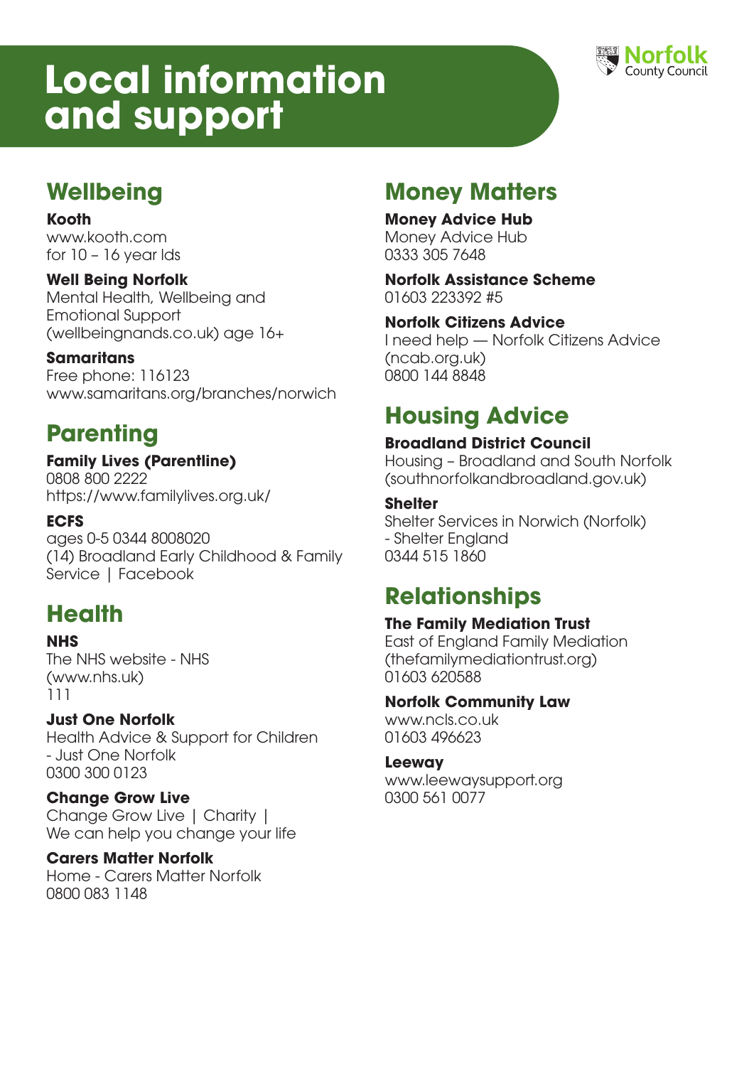# Local information and support

Norfolk County Council

## Wellbeing

**Kooth**
www.kooth.com
for 10 – 16 year lds

**Well Being Norfolk**
Mental Health, Wellbeing and Emotional Support (wellbeingnands.co.uk) age 16+

**Samaritans**
Free phone: 116123
www.samaritans.org/branches/norwich

## Parenting

**Family Lives (Parentline)**
0808 800 2222
https://www.familylives.org.uk/

**ECFS**
ages 0-5 0344 8008020
(14) Broadland Early Childhood & Family Service | Facebook

## Health

**NHS**
The NHS website - NHS (www.nhs.uk)
111

**Just One Norfolk**
Health Advice & Support for Children - Just One Norfolk
0300 300 0123

**Change Grow Live**
Change Grow Live | Charity | We can help you change your life

**Carers Matter Norfolk**
Home - Carers Matter Norfolk
0800 083 1148

## Money Matters

**Money Advice Hub**
Money Advice Hub
0333 305 7648

**Norfolk Assistance Scheme**
01603 223392 #5

**Norfolk Citizens Advice**
I need help — Norfolk Citizens Advice (ncab.org.uk)
0800 144 8848

## Housing Advice

**Broadland District Council**
Housing – Broadland and South Norfolk (southnorfolkandbroadland.gov.uk)

**Shelter**
Shelter Services in Norwich (Norfolk) - Shelter England
0344 515 1860

## Relationships

**The Family Mediation Trust**
East of England Family Mediation (thefamilymediationtrust.org)
01603 620588

**Norfolk Community Law**
www.ncls.co.uk
01603 496623

**Leeway**
www.leewaysupport.org
0300 561 0077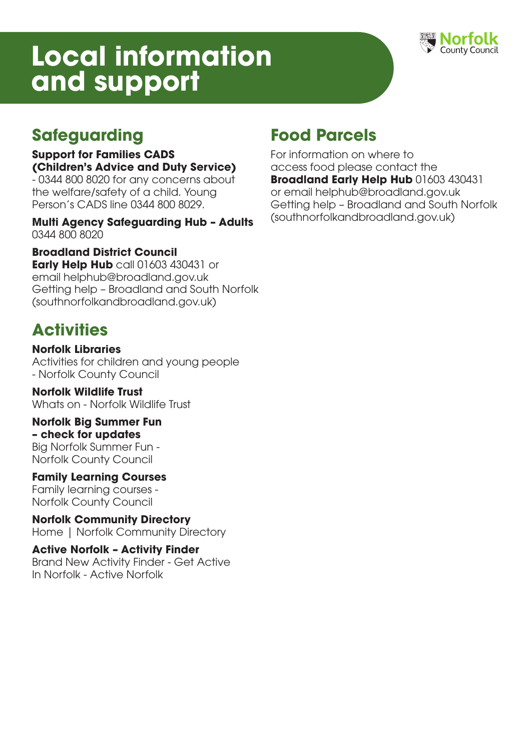# Local information and support

## Safeguarding

**Support for Families CADS (Children's Advice and Duty Service)**
- 0344 800 8020 for any concerns about the welfare/safety of a child. Young Person's CADS line 0344 800 8029.

**Multi Agency Safeguarding Hub – Adults**
0344 800 8020

**Broadland District Council**
**Early Help Hub** call 01603 430431 or email helphub@broadland.gov.uk
Getting help – Broadland and South Norfolk (southnorfolkandbroadland.gov.uk)

## Activities

**Norfolk Libraries**
Activities for children and young people - Norfolk County Council

**Norfolk Wildlife Trust**
Whats on - Norfolk Wildlife Trust

**Norfolk Big Summer Fun – check for updates**
Big Norfolk Summer Fun - Norfolk County Council

**Family Learning Courses**
Family learning courses - Norfolk County Council

**Norfolk Community Directory**
Home | Norfolk Community Directory

**Active Norfolk – Activity Finder**
Brand New Activity Finder - Get Active In Norfolk - Active Norfolk

## Food Parcels

For information on where to access food please contact the **Broadland Early Help Hub** 01603 430431 or email helphub@broadland.gov.uk
Getting help – Broadland and South Norfolk (southnorfolkandbroadland.gov.uk)